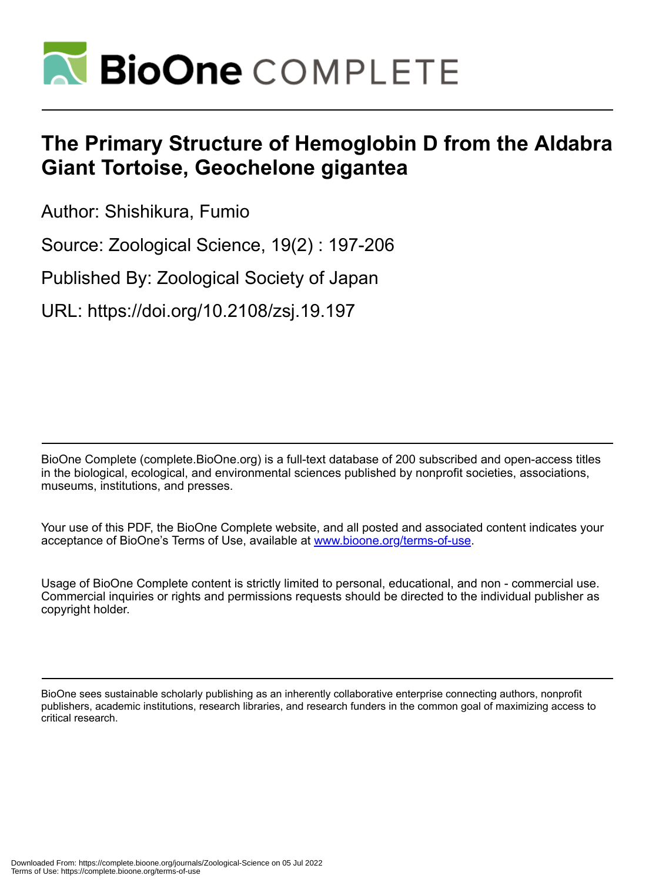# BioOne COMPLETE

# The Primary Structure of Hemoglobin D from the Aldabra Giant Tortoise, Geochelone gigantea

Author: Shishikura, Fumio

Source: Zoological Science, 19(2) : 197-206

Published By: Zoological Society of Japan

URL: https://doi.org/10.2108/zsj.19.197

BioOne Complete (complete.BioOne.org) is a full-text database of 200 subscribed and open-access titles in the biological, ecological, and environmental sciences published by nonprofit societies, associations, museums, institutions, and presses.

Your use of this PDF, the BioOne Complete website, and all posted and associated content indicates your acceptance of BioOne's Terms of Use, available at www.bioone.org/terms-of-use.

Usage of BioOne Complete content is strictly limited to personal, educational, and non - commercial use. Commercial inquiries or rights and permissions requests should be directed to the individual publisher as copyright holder.

BioOne sees sustainable scholarly publishing as an inherently collaborative enterprise connecting authors, nonprofit publishers, academic institutions, research libraries, and research funders in the common goal of maximizing access to critical research.

Downloaded From: https://complete.bioone.org/journals/Zoological-Science on 05 Jul 2022
Terms of Use: https://complete.bioone.org/terms-of-use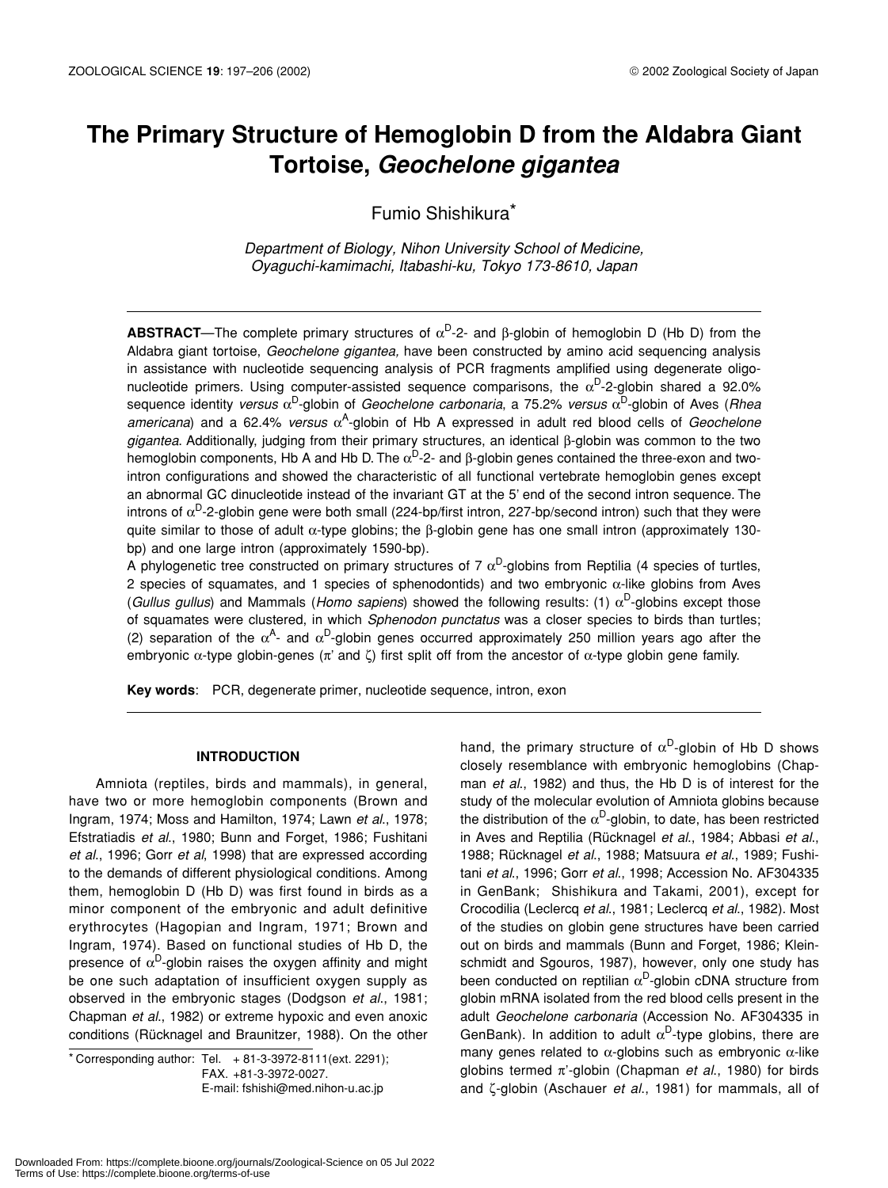# The Primary Structure of Hemoglobin D from the Aldabra Giant Tortoise, *Geochelone gigantea*

Fumio Shishikura*

*Department of Biology, Nihon University School of Medicine, Oyaguchi-kamimachi, Itabashi-ku, Tokyo 173-8610, Japan*

**ABSTRACT**—The complete primary structures of $\alpha^D$-2- and $\beta$-globin of hemoglobin D (Hb D) from the Aldabra giant tortoise, *Geochelone gigantea,* have been constructed by amino acid sequencing analysis in assistance with nucleotide sequencing analysis of PCR fragments amplified using degenerate oligonucleotide primers. Using computer-assisted sequence comparisons, the $\alpha^D$-2-globin shared a 92.0% sequence identity *versus* $\alpha^D$-globin of *Geochelone carbonaria*, a 75.2% *versus* $\alpha^D$-globin of Aves (*Rhea americana*) and a 62.4% *versus* $\alpha^A$-globin of Hb A expressed in adult red blood cells of *Geochelone gigantea*. Additionally, judging from their primary structures, an identical $\beta$-globin was common to the two hemoglobin components, Hb A and Hb D. The $\alpha^D$-2- and $\beta$-globin genes contained the three-exon and two-intron configurations and showed the characteristic of all functional vertebrate hemoglobin genes except an abnormal GC dinucleotide instead of the invariant GT at the 5' end of the second intron sequence. The introns of $\alpha^D$-2-globin gene were both small (224-bp/first intron, 227-bp/second intron) such that they were quite similar to those of adult $\alpha$-type globins; the $\beta$-globin gene has one small intron (approximately 130-bp) and one large intron (approximately 1590-bp).

A phylogenetic tree constructed on primary structures of 7 $\alpha^D$-globins from Reptilia (4 species of turtles, 2 species of squamates, and 1 species of sphenodontids) and two embryonic $\alpha$-like globins from Aves (*Gullus gullus*) and Mammals (*Homo sapiens*) showed the following results: (1) $\alpha^D$-globins except those of squamates were clustered, in which *Sphenodon punctatus* was a closer species to birds than turtles; (2) separation of the $\alpha^A$- and $\alpha^D$-globin genes occurred approximately 250 million years ago after the embryonic $\alpha$-type globin-genes ($\pi'$ and $\zeta$) first split off from the ancestor of $\alpha$-type globin gene family.

**Key words**: PCR, degenerate primer, nucleotide sequence, intron, exon

## INTRODUCTION

Amniota (reptiles, birds and mammals), in general, have two or more hemoglobin components (Brown and Ingram, 1974; Moss and Hamilton, 1974; Lawn *et al*., 1978; Efstratiadis *et al*., 1980; Bunn and Forget, 1986; Fushitani *et al*., 1996; Gorr *et al*, 1998) that are expressed according to the demands of different physiological conditions. Among them, hemoglobin D (Hb D) was first found in birds as a minor component of the embryonic and adult definitive erythrocytes (Hagopian and Ingram, 1971; Brown and Ingram, 1974). Based on functional studies of Hb D, the presence of $\alpha^D$-globin raises the oxygen affinity and might be one such adaptation of insufficient oxygen supply as observed in the embryonic stages (Dodgson *et al*., 1981; Chapman *et al*., 1982) or extreme hypoxic and even anoxic conditions (Rücknagel and Braunitzer, 1988). On the other hand, the primary structure of $\alpha^D$-globin of Hb D shows closely resemblance with embryonic hemoglobins (Chapman *et al*., 1982) and thus, the Hb D is of interest for the study of the molecular evolution of Amniota globins because the distribution of the $\alpha^D$-globin, to date, has been restricted in Aves and Reptilia (Rücknagel *et al*., 1984; Abbasi *et al*., 1988; Rücknagel *et al*., 1988; Matsuura *et al*., 1989; Fushitani *et al*., 1996; Gorr *et al*., 1998; Accession No. AF304335 in GenBank; Shishikura and Takami, 2001), except for Crocodilia (Leclercq *et al*., 1981; Leclercq *et al*., 1982). Most of the studies on globin gene structures have been carried out on birds and mammals (Bunn and Forget, 1986; Kleinschmidt and Sgouros, 1987), however, only one study has been conducted on reptilian $\alpha^D$-globin cDNA structure from globin mRNA isolated from the red blood cells present in the adult *Geochelone carbonaria* (Accession No. AF304335 in GenBank). In addition to adult $\alpha^D$-type globins, there are many genes related to $\alpha$-globins such as embryonic $\alpha$-like globins termed $\pi'$-globin (Chapman *et al*., 1980) for birds and $\zeta$-globin (Aschauer *et al*., 1981) for mammals, all of

* Corresponding author: Tel. + 81-3-3972-8111(ext. 2291); FAX. +81-3-3972-0027. E-mail: fshishi@med.nihon-u.ac.jp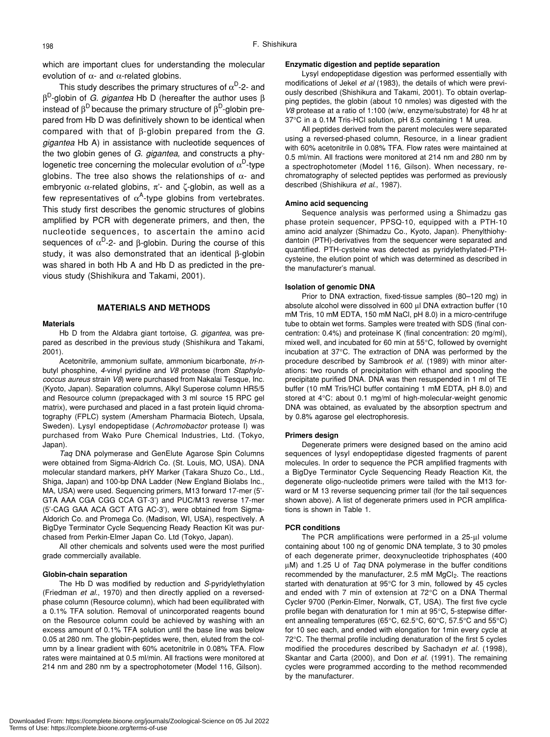which are important clues for understanding the molecular evolution of α- and α-related globins.

This study describes the primary structures of $\alpha^D$-2- and $\beta^D$-globin of *G. gigantea* Hb D (hereafter the author uses β instead of $\beta^D$ because the primary structure of $\beta^D$-globin prepared from Hb D was definitively shown to be identical when compared with that of β-globin prepared from the *G. gigantea* Hb A) in assistance with nucleotide sequences of the two globin genes of *G. gigantea*, and constructs a phylogenetic tree concerning the molecular evolution of $\alpha^D$-type globins. The tree also shows the relationships of α- and embryonic α-related globins, π'- and ζ-globin, as well as a few representatives of $\alpha^A$-type globins from vertebrates. This study first describes the genomic structures of globins amplified by PCR with degenerate primers, and then, the nucleotide sequences, to ascertain the amino acid sequences of $\alpha^D$-2- and β-globin. During the course of this study, it was also demonstrated that an identical β-globin was shared in both Hb A and Hb D as predicted in the previous study (Shishikura and Takami, 2001).

## MATERIALS AND METHODS

### Materials

Hb D from the Aldabra giant tortoise, *G. gigantea*, was prepared as described in the previous study (Shishikura and Takami, 2001).

Acetonitrile, ammonium sulfate, ammonium bicarbonate, *tri-n*-butyl phosphine, *4*-vinyl pyridine and *V8* protease (from *Staphylococcus aureus* strain *V8*) were purchased from Nakalai Tesque, Inc. (Kyoto, Japan). Separation columns, Alkyl Superose column HR5/5 and Resource column (prepackaged with 3 ml source 15 RPC gel matrix), were purchased and placed in a fast protein liquid chromatography (FPLC) system (Amersham Pharmacia Biotech, Upsala, Sweden). Lysyl endopeptidase (*Achromobactor* protease I) was purchased from Wako Pure Chemical Industries, Ltd. (Tokyo, Japan).

*Taq* DNA polymerase and GenElute Agarose Spin Columns were obtained from Sigma-Aldrich Co. (St. Louis, MO, USA). DNA molecular standard markers, pHY Marker (Takara Shuzo Co., Ltd., Shiga, Japan) and 100-bp DNA Ladder (New England Biolabs Inc., MA, USA) were used. Sequencing primers, M13 forward 17-mer (5'-GTA AAA CGA CGG CCA GT-3') and PUC/M13 reverse 17-mer (5'-CAG GAA ACA GCT ATG AC-3'), were obtained from Sigma-Aldorich Co. and Promega Co. (Madison, WI, USA), respectively. A BigDye Terminator Cycle Sequencing Ready Reaction Kit was purchased from Perkin-Elmer Japan Co. Ltd (Tokyo, Japan).

All other chemicals and solvents used were the most purified grade commercially available.

### Globin-chain separation

The Hb D was modified by reduction and *S*-pyridylethylation (Friedman *et al*., 1970) and then directly applied on a reversed-phased column (Resource column), which had been equilibrated with a 0.1% TFA solution. Removal of unincorporated reagents bound on the Resource column could be achieved by washing with an excess amount of 0.1% TFA solution until the base line was below 0.05 at 280 nm. The globin-peptides were, then, eluted from the column by a linear gradient with 60% acetonitrile in 0.08% TFA. Flow rates were maintained at 0.5 ml/min. All fractions were monitored at 214 nm and 280 nm by a spectrophotometer (Model 116, Gilson).

### Enzymatic digestion and peptide separation

Lysyl endopeptidase digestion was performed essentially with modifications of Jekel *et al* (1983), the details of which were previously described (Shishikura and Takami, 2001). To obtain overlapping peptides, the globin (about 10 nmoles) was digested with the *V8* protease at a ratio of 1:100 (w/w, enzyme/substrate) for 48 hr at 37°C in a 0.1M Tris-HCl solution, pH 8.5 containing 1 M urea.

All peptides derived from the parent molecules were separated using a reversed-phased column, Resource, in a linear gradient with 60% acetonitrile in 0.08% TFA. Flow rates were maintained at 0.5 ml/min. All fractions were monitored at 214 nm and 280 nm by a spectrophotometer (Model 116, Gilson). When necessary, rechromatography of selected peptides was performed as previously described (Shishikura *et al*., 1987).

### Amino acid sequencing

Sequence analysis was performed using a Shimadzu gas phase protein sequencer, PPSQ-10, equipped with a PTH-10 amino acid analyzer (Shimadzu Co., Kyoto, Japan). Phenylthiohydantoin (PTH)-derivatives from the sequencer were separated and quantified. PTH-cysteine was detected as pyridylethylated-PTH-cysteine, the elution point of which was determined as described in the manufacturer's manual.

### Isolation of genomic DNA

Prior to DNA extraction, fixed-tissue samples (80–120 mg) in absolute alcohol were dissolved in 600 μl DNA extraction buffer (10 mM Tris, 10 mM EDTA, 150 mM NaCl, pH 8.0) in a micro-centrifuge tube to obtain wet forms. Samples were treated with SDS (final concentration: 0.4%) and proteinase K (final concentration: 20 mg/ml), mixed well, and incubated for 60 min at 55°C, followed by overnight incubation at 37°C. The extraction of DNA was performed by the procedure described by Sambrook *et al.* (1989) with minor alterations: two rounds of precipitation with ethanol and spooling the precipitate purified DNA. DNA was then resuspended in 1 ml of TE buffer (10 mM Tris/HCl buffer containing 1 mM EDTA, pH 8.0) and stored at 4°C: about 0.1 mg/ml of high-molecular-weight genomic DNA was obtained, as evaluated by the absorption spectrum and by 0.8% agarose gel electrophoresis.

### Primers design

Degenerate primers were designed based on the amino acid sequences of lysyl endopeptidase digested fragments of parent molecules. In order to sequence the PCR amplified fragments with a BigDye Terminator Cycle Sequencing Ready Reaction Kit, the degenerate oligo-nucleotide primers were tailed with the M13 forward or M 13 reverse sequencing primer tail (for the tail sequences shown above). A list of degenerate primers used in PCR amplifications is shown in Table 1.

### PCR conditions

The PCR amplifications were performed in a 25-μl volume containing about 100 ng of genomic DNA template, 3 to 30 pmoles of each degenerate primer, deoxynucleotide triphosphates (400 μM) and 1.25 U of *Taq* DNA polymerase in the buffer conditions recommended by the manufacturer, 2.5 mM $MgCl_2$. The reactions started with denaturation at 95°C for 3 min, followed by 45 cycles and ended with 7 min of extension at 72°C on a DNA Thermal Cycler 9700 (Perkin-Elmer, Norwalk, CT, USA). The first five cycle profile began with denaturation for 1 min at 95°C, 5-stepwise different annealing temperatures (65°C, 62.5°C, 60°C, 57.5°C and 55°C) for 10 sec each, and ended with elongation for 1min every cycle at 72°C. The thermal profile including denaturation of the first 5 cycles modified the procedures described by Sachadyn *et al.* (1998), Skantar and Carta (2000), and Don *et al.* (1991). The remaining cycles were programmed according to the method recommended by the manufacturer.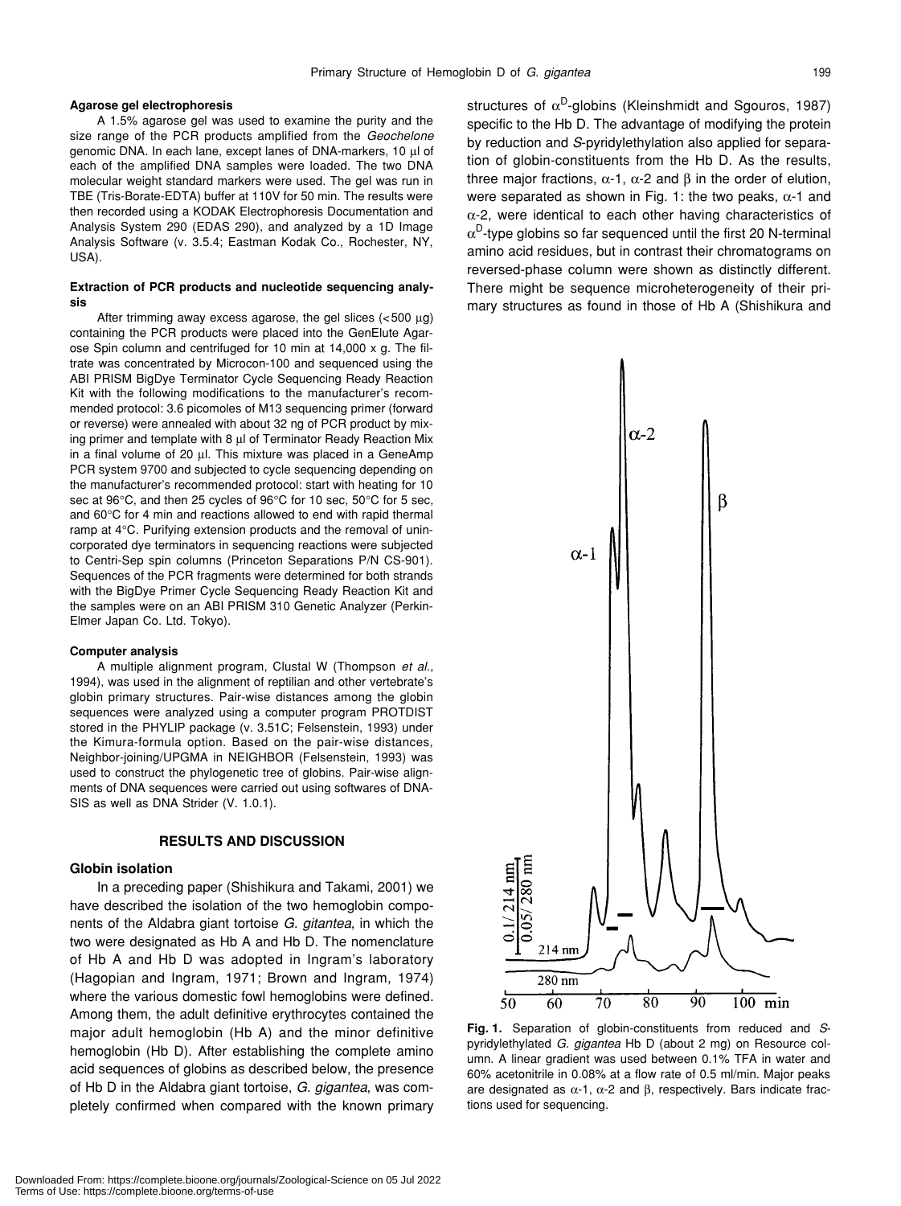### Agarose gel electrophoresis

A 1.5% agarose gel was used to examine the purity and the size range of the PCR products amplified from the *Geochelone* genomic DNA. In each lane, except lanes of DNA-markers, 10 μl of each of the amplified DNA samples were loaded. The two DNA molecular weight standard markers were used. The gel was run in TBE (Tris-Borate-EDTA) buffer at 110V for 50 min. The results were then recorded using a KODAK Electrophoresis Documentation and Analysis System 290 (EDAS 290), and analyzed by a 1D Image Analysis Software (v. 3.5.4; Eastman Kodak Co., Rochester, NY, USA).

### Extraction of PCR products and nucleotide sequencing analysis

After trimming away excess agarose, the gel slices (<500 μg) containing the PCR products were placed into the GenElute Agarose Spin column and centrifuged for 10 min at 14,000 x g. The filtrate was concentrated by Microcon-100 and sequenced using the ABI PRISM BigDye Terminator Cycle Sequencing Ready Reaction Kit with the following modifications to the manufacturer's recommended protocol: 3.6 picomoles of M13 sequencing primer (forward or reverse) were annealed with about 32 ng of PCR product by mixing primer and template with 8 μl of Terminator Ready Reaction Mix in a final volume of 20 μl. This mixture was placed in a GeneAmp PCR system 9700 and subjected to cycle sequencing depending on the manufacturer's recommended protocol: start with heating for 10 sec at 96°C, and then 25 cycles of 96°C for 10 sec, 50°C for 5 sec, and 60°C for 4 min and reactions allowed to end with rapid thermal ramp at 4°C. Purifying extension products and the removal of unincorporated dye terminators in sequencing reactions were subjected to Centri-Sep spin columns (Princeton Separations P/N CS-901). Sequences of the PCR fragments were determined for both strands with the BigDye Primer Cycle Sequencing Ready Reaction Kit and the samples were on an ABI PRISM 310 Genetic Analyzer (Perkin-Elmer Japan Co. Ltd. Tokyo).

### Computer analysis

A multiple alignment program, Clustal W (Thompson *et al*., 1994), was used in the alignment of reptilian and other vertebrate's globin primary structures. Pair-wise distances among the globin sequences were analyzed using a computer program PROTDIST stored in the PHYLIP package (v. 3.51C; Felsenstein, 1993) under the Kimura-formula option. Based on the pair-wise distances, Neighbor-joining/UPGMA in NEIGHBOR (Felsenstein, 1993) was used to construct the phylogenetic tree of globins. Pair-wise alignments of DNA sequences were carried out using softwares of DNA-SIS as well as DNA Strider (V. 1.0.1).

## RESULTS AND DISCUSSION

### Globin isolation

In a preceding paper (Shishikura and Takami, 2001) we have described the isolation of the two hemoglobin components of the Aldabra giant tortoise *G. gitantea*, in which the two were designated as Hb A and Hb D. The nomenclature of Hb A and Hb D was adopted in Ingram's laboratory (Hagopian and Ingram, 1971; Brown and Ingram, 1974) where the various domestic fowl hemoglobins were defined. Among them, the adult definitive erythrocytes contained the major adult hemoglobin (Hb A) and the minor definitive hemoglobin (Hb D). After establishing the complete amino acid sequences of globins as described below, the presence of Hb D in the Aldabra giant tortoise, *G. gigantea*, was completely confirmed when compared with the known primary structures of $\alpha^D$-globins (Kleinshmidt and Sgouros, 1987) specific to the Hb D. The advantage of modifying the protein by reduction and *S*-pyridylethylation also applied for separation of globin-constituents from the Hb D. As the results, three major fractions, α-1, α-2 and β in the order of elution, were separated as shown in Fig. 1: the two peaks, α-1 and α-2, were identical to each other having characteristics of $\alpha^D$-type globins so far sequenced until the first 20 N-terminal amino acid residues, but in contrast their chromatograms on reversed-phase column were shown as distinctly different. There might be sequence microheterogeneity of their primary structures as found in those of Hb A (Shishikura and

**Fig. 1.** Separation of globin-constituents from reduced and *S*-pyridylethylated *G. gigantea* Hb D (about 2 mg) on Resource column. A linear gradient was used between 0.1% TFA in water and 60% acetonitrile in 0.08% at a flow rate of 0.5 ml/min. Major peaks are designated as α-1, α-2 and β, respectively. Bars indicate fractions used for sequencing.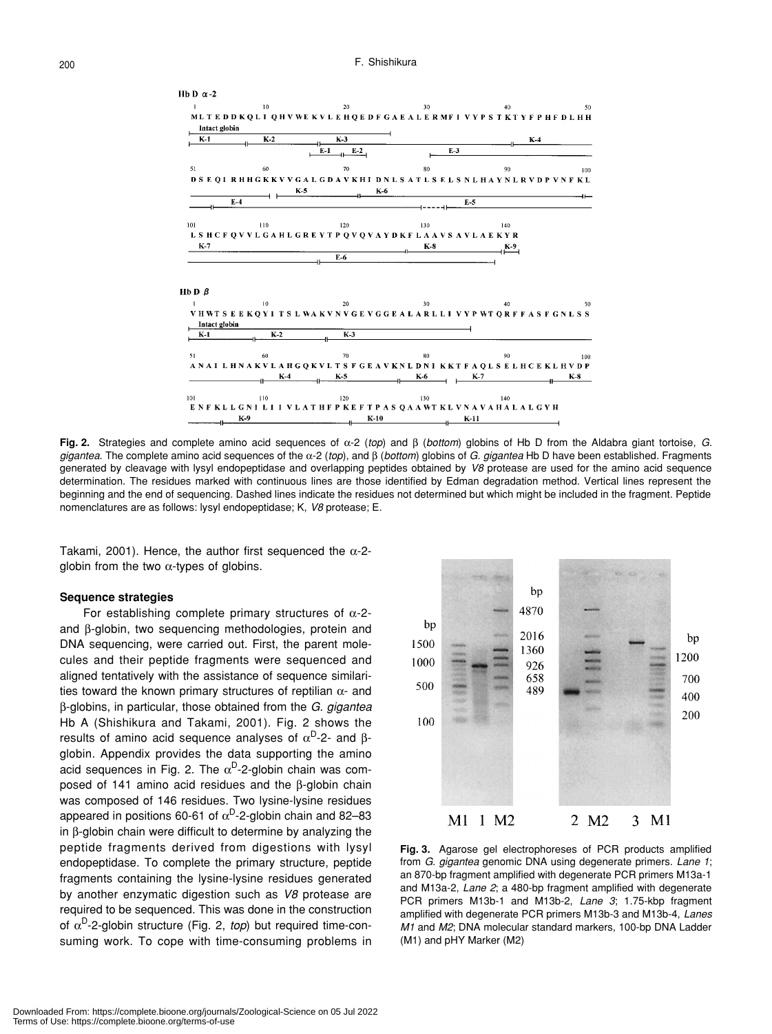**Hb D α-2**

```
1         10        20        30        40        50
MLTEDDKQLIQHVWEKVLEHQEDFGAEALERMFIVYPSTKTYFPHFDLHH

51        60        70        80        90        100
DSEQIRHHGKKVVGALGDAVKHIDNLSATLSELSNLHAYNLRVDPVNFKL

101       110       120       130       140
LSHCFQVVLGAHLGREYTPQVQVAYDKFLAAVSAVLAEKYR
```

**Hb D β**

```
1         10        20        30        40        50
VHWTSEEKQYITSLWAKVNVGEVGGEALARLLIVYPWTQRFFASFGNLSS

51        60        70        80        90        100
ANAILHNAKVLAHGQKVLTSFGEAVKNLDNIKKTFAQLSELHCEKLHVDP

101       110       120       130       140
ENFKLLGNILIIVLATHFPKEFTPASQAAWTKLVNAVAHALALGVH
```

**Fig. 2.** Strategies and complete amino acid sequences of α-2 (*top*) and β (*bottom*) globins of Hb D from the Aldabra giant tortoise, *G. gigantea*. The complete amino acid sequences of the α-2 (*top*), and β (*bottom*) globins of *G. gigantea* Hb D have been established. Fragments generated by cleavage with lysyl endopeptidase and overlapping peptides obtained by *V8* protease are used for the amino acid sequence determination. The residues marked with continuous lines are those identified by Edman degradation method. Vertical lines represent the beginning and the end of sequencing. Dashed lines indicate the residues not determined but which might be included in the fragment. Peptide nomenclatures are as follows: lysyl endopeptidase; K, *V8* protease; E.

Takami, 2001). Hence, the author first sequenced the α-2-globin from the two α-types of globins.

### Sequence strategies

For establishing complete primary structures of α-2- and β-globin, two sequencing methodologies, protein and DNA sequencing, were carried out. First, the parent molecules and their peptide fragments were sequenced and aligned tentatively with the assistance of sequence similarities toward the known primary structures of reptilian α- and β-globins, in particular, those obtained from the *G. gigantea* Hb A (Shishikura and Takami, 2001). Fig. 2 shows the results of amino acid sequence analyses of $\alpha^{D}$-2- and β-globin. Appendix provides the data supporting the amino acid sequences in Fig. 2. The $\alpha^{D}$-2-globin chain was composed of 141 amino acid residues and the β-globin chain was composed of 146 residues. Two lysine-lysine residues appeared in positions 60-61 of $\alpha^{D}$-2-globin chain and 82–83 in β-globin chain were difficult to determine by analyzing the peptide fragments derived from digestions with lysyl endopeptidase. To complete the primary structure, peptide fragments containing the lysine-lysine residues generated by another enzymatic digestion such as *V8* protease are required to be sequenced. This was done in the construction of $\alpha^{D}$-2-globin structure (Fig. 2, *top*) but required time-consuming work. To cope with time-consuming problems in

**Fig. 3.** Agarose gel electrophoreses of PCR products amplified from *G. gigantea* genomic DNA using degenerate primers. *Lane 1*; an 870-bp fragment amplified with degenerate PCR primers M13a-1 and M13a-2, *Lane 2*; a 480-bp fragment amplified with degenerate PCR primers M13b-1 and M13b-2, *Lane 3*; 1.75-kbp fragment amplified with degenerate PCR primers M13b-3 and M13b-4, *Lanes M1* and *M2*; DNA molecular standard markers, 100-bp DNA Ladder (M1) and pHY Marker (M2)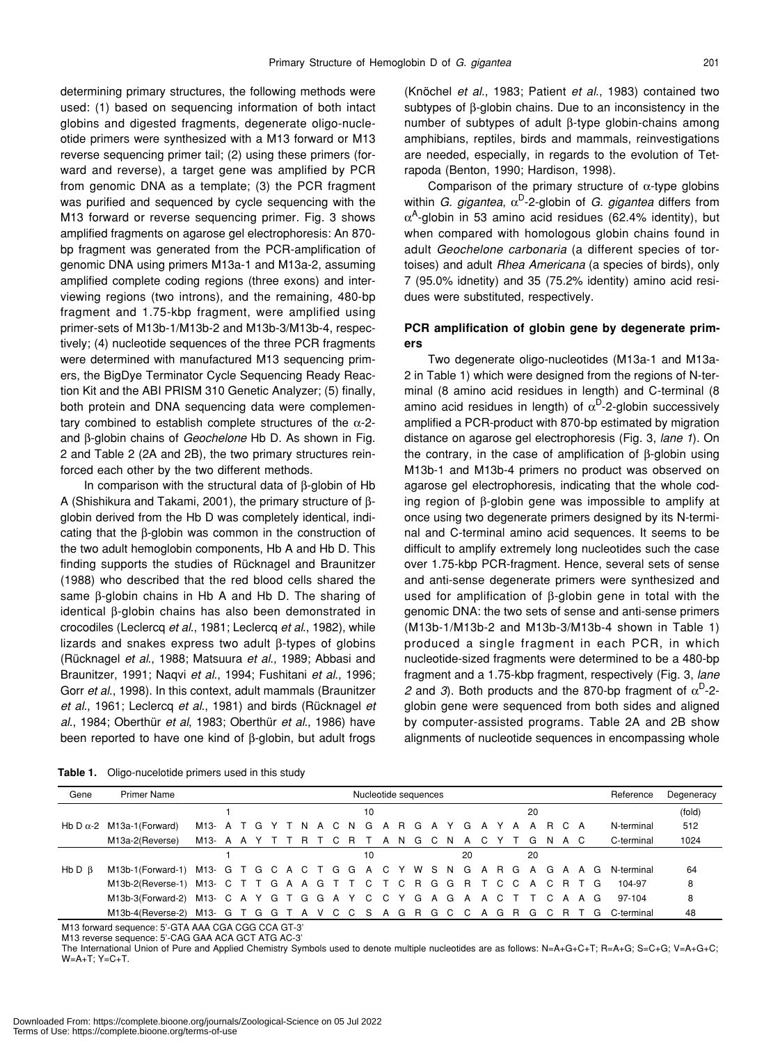determining primary structures, the following methods were used: (1) based on sequencing information of both intact globins and digested fragments, degenerate oligo-nucleotide primers were synthesized with a M13 forward or M13 reverse sequencing primer tail; (2) using these primers (forward and reverse), a target gene was amplified by PCR from genomic DNA as a template; (3) the PCR fragment was purified and sequenced by cycle sequencing with the M13 forward or reverse sequencing primer. Fig. 3 shows amplified fragments on agarose gel electrophoresis: An 870-bp fragment was generated from the PCR-amplification of genomic DNA using primers M13a-1 and M13a-2, assuming amplified complete coding regions (three exons) and interviewing regions (two introns), and the remaining, 480-bp fragment and 1.75-kbp fragment, were amplified using primer-sets of M13b-1/M13b-2 and M13b-3/M13b-4, respectively; (4) nucleotide sequences of the three PCR fragments were determined with manufactured M13 sequencing primers, the BigDye Terminator Cycle Sequencing Ready Reaction Kit and the ABI PRISM 310 Genetic Analyzer; (5) finally, both protein and DNA sequencing data were complementary combined to establish complete structures of the α-2- and β-globin chains of *Geochelone* Hb D. As shown in Fig. 2 and Table 2 (2A and 2B), the two primary structures reinforced each other by the two different methods.

In comparison with the structural data of β-globin of Hb A (Shishikura and Takami, 2001), the primary structure of β-globin derived from the Hb D was completely identical, indicating that the β-globin was common in the construction of the two adult hemoglobin components, Hb A and Hb D. This finding supports the studies of Rücknagel and Braunitzer (1988) who described that the red blood cells shared the same β-globin chains in Hb A and Hb D. The sharing of identical β-globin chains has also been demonstrated in crocodiles (Leclercq *et al*., 1981; Leclercq *et al*., 1982), while lizards and snakes express two adult β-types of globins (Rücknagel *et al*., 1988; Matsuura *et al*., 1989; Abbasi and Braunitzer, 1991; Naqvi *et al*., 1994; Fushitani *et al*., 1996; Gorr *et al*., 1998). In this context, adult mammals (Braunitzer *et al*., 1961; Leclercq *et al*., 1981) and birds (Rücknagel *et al*., 1984; Oberthür *et al*, 1983; Oberthür *et al*., 1986) have been reported to have one kind of β-globin, but adult frogs (Knöchel *et al*., 1983; Patient *et al*., 1983) contained two subtypes of β-globin chains. Due to an inconsistency in the number of subtypes of adult β-type globin-chains among amphibians, reptiles, birds and mammals, reinvestigations are needed, especially, in regards to the evolution of Tetrapoda (Benton, 1990; Hardison, 1998).

Comparison of the primary structure of α-type globins within *G. gigantea*, $\alpha^{D}$-2-globin of *G. gigantea* differs from $\alpha^{A}$-globin in 53 amino acid residues (62.4% identity), but when compared with homologous globin chains found in adult *Geochelone carbonaria* (a different species of tortoises) and adult *Rhea Americana* (a species of birds), only 7 (95.0% idnetity) and 35 (75.2% identity) amino acid residues were substituted, respectively.

## PCR amplification of globin gene by degenerate primers

Two degenerate oligo-nucleotides (M13a-1 and M13a-2 in Table 1) which were designed from the regions of N-terminal (8 amino acid residues in length) and C-terminal (8 amino acid residues in length) of $\alpha^{D}$-2-globin successively amplified a PCR-product with 870-bp estimated by migration distance on agarose gel electrophoresis (Fig. 3, *lane 1*). On the contrary, in the case of amplification of β-globin using M13b-1 and M13b-4 primers no product was observed on agarose gel electrophoresis, indicating that the whole coding region of β-globin gene was impossible to amplify at once using two degenerate primers designed by its N-terminal and C-terminal amino acid sequences. It seems to be difficult to amplify extremely long nucleotides such the case over 1.75-kbp PCR-fragment. Hence, several sets of sense and anti-sense degenerate primers were synthesized and used for amplification of β-globin gene in total with the genomic DNA: the two sets of sense and anti-sense primers (M13b-1/M13b-2 and M13b-3/M13b-4 shown in Table 1) produced a single fragment in each PCR, in which nucleotide-sized fragments were determined to be a 480-bp fragment and a 1.75-kbp fragment, respectively (Fig. 3, *lane 2* and *3*). Both products and the 870-bp fragment of $\alpha^{D}$-2-globin gene were sequenced from both sides and aligned by computer-assisted programs. Table 2A and 2B show alignments of nucleotide sequences in encompassing whole

**Table 1.** Oligo-nucelotide primers used in this study

| Gene | Primer Name | Nucleotide sequences | Reference | Degeneracy (fold) |
|---|---|---|---|---|
| Hb D α-2 | M13a-1(Forward) | M13- ATGYTNACNGARGAYGAYAARCA | N-terminal | 512 |
| | M13a-2(Reverse) | M13- AAYTTRTCRTANGCNACYTGNAC | C-terminal | 1024 |
| Hb D β | M13b-1(Forward-1) | M13- GTGCACTGGACYWSNGARGAGAAG | N-terminal | 64 |
| | M13b-2(Reverse-1) | M13- CTTGAAGTTCTCRGGRTCCACRTG | 104-97 | 8 |
| | M13b-3(Forward-2) | M13- CAYGTGGAYCCYGAGAACTTCAAG | 97-104 | 8 |
| | M13b-4(Reverse-2) | M13- GTGGTAVCCSAGRGCCAGRGCRTG | C-terminal | 48 |

M13 forward sequence: 5'-GTA AAA CGA CGG CCA GT-3'
M13 reverse sequence: 5'-CAG GAA ACA GCT ATG AC-3'
The International Union of Pure and Applied Chemistry Symbols used to denote multiple nucleotides are as follows: N=A+G+C+T; R=A+G; S=C+G; V=A+G+C; W=A+T; Y=C+T.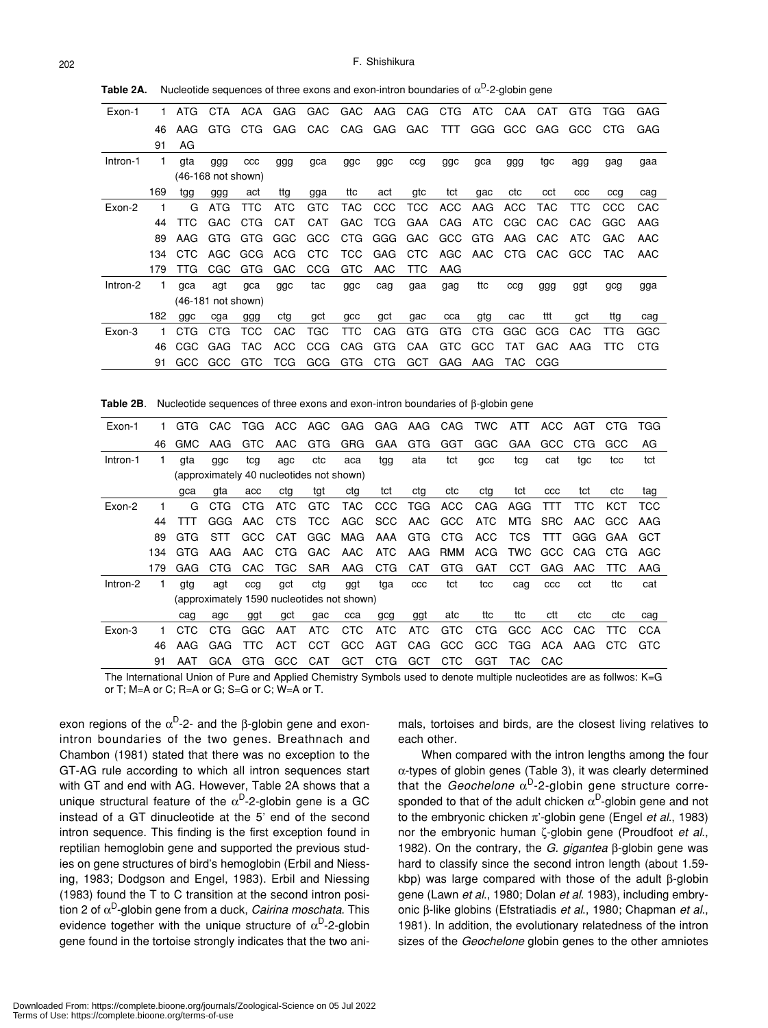**Table 2A.** Nucleotide sequences of three exons and exon-intron boundaries of $\alpha^D$-2-globin gene

| | | | | | | | | | | | | | | | | |
|---|---|---|---|---|---|---|---|---|---|---|---|---|---|---|---|---|
| Exon-1 | 1 | ATG | CTA | ACA | GAG | GAC | GAC | AAG | CAG | CTG | ATC | CAA | CAT | GTG | TGG | GAG |
| | 46 | AAG | GTG | CTG | GAG | CAC | CAG | GAG | GAC | TTT | GGG | GCC | GAG | GCC | CTG | GAG |
| | 91 | AG | | | | | | | | | | | | | | |
| Intron-1 | 1 | gta | ggg | ccc | ggg | gca | ggc | ggc | ccg | ggc | gca | ggg | tgc | agg | gag | gaa |
| | | (46-168 not shown) | | | | | | | | | | | | | | |
| | 169 | tgg | ggg | act | ttg | gga | ttc | act | gtc | tct | gac | ctc | cct | ccc | ccg | cag |
| Exon-2 | 1 | G | ATG | TTC | ATC | GTC | TAC | CCC | TCC | ACC | AAG | ACC | TAC | TTC | CCC | CAC |
| | 44 | TTC | GAC | CTG | CAT | CAT | GAC | TCG | GAA | CAG | ATC | CGC | CAC | CAC | GGC | AAG |
| | 89 | AAG | GTG | GTG | GGC | GCC | CTG | GGG | GAC | GCC | GTG | AAG | CAC | ATC | GAC | AAC |
| | 134 | CTC | AGC | GCG | ACG | CTC | TCC | GAG | CTC | AGC | AAC | CTG | CAC | GCC | TAC | AAC |
| | 179 | TTG | CGC | GTG | GAC | CCG | GTC | AAC | TTC | AAG | | | | | | |
| Intron-2 | 1 | gca | agt | gca | ggc | tac | ggc | cag | gaa | gag | ttc | ccg | ggg | ggt | gcg | gga |
| | | (46-181 not shown) | | | | | | | | | | | | | | |
| | 182 | ggc | cga | ggg | ctg | gct | gcc | gct | gac | cca | gtg | cac | ttt | gct | ttg | cag |
| Exon-3 | 1 | CTG | CTG | TCC | CAC | TGC | TTC | CAG | GTG | GTG | CTG | GGC | GCG | CAC | TTG | GGC |
| | 46 | CGC | GAG | TAC | ACC | CCG | CAG | GTG | CAA | GTC | GCC | TAT | GAC | AAG | TTC | CTG |
| | 91 | GCC | GCC | GTC | TCG | GCG | GTG | CTG | GCT | GAG | AAG | TAC | CGG | | | |

**Table 2B**. Nucleotide sequences of three exons and exon-intron boundaries of β-globin gene

| | | | | | | | | | | | | | | | | |
|---|---|---|---|---|---|---|---|---|---|---|---|---|---|---|---|---|
| Exon-1 | 1 | GTG | CAC | TGG | ACC | AGC | GAG | GAG | AAG | CAG | TWC | ATT | ACC | AGT | CTG | TGG |
| | 46 | GMC | AAG | GTC | AAC | GTG | GRG | GAA | GTG | GGT | GGC | GAA | GCC | CTG | GCC | AG |
| Intron-1 | 1 | gta | ggc | tcg | agc | ctc | aca | tgg | ata | tct | gcc | tcg | cat | tgc | tcc | tct |
| | | (approximately 40 nucleotides not shown) | | | | | | | | | | | | | | |
| | | gca | gta | acc | ctg | tgt | ctg | tct | ctg | ctc | ctg | tct | ccc | tct | ctc | tag |
| Exon-2 | 1 | G | CTG | CTG | ATC | GTC | TAC | CCC | TGG | ACC | CAG | AGG | TTT | TTC | KCT | TCC |
| | 44 | TTT | GGG | AAC | CTS | TCC | AGC | SCC | AAC | GCC | ATC | MTG | SRC | AAC | GCC | AAG |
| | 89 | GTG | STT | GCC | CAT | GGC | MAG | AAA | GTG | CTG | ACC | TCS | TTT | GGG | GAA | GCT |
| | 134 | GTG | AAG | AAC | CTG | GAC | AAC | ATC | AAG | RMM | ACG | TWC | GCC | CAG | CTG | AGC |
| | 179 | GAG | CTG | CAC | TGC | SAR | AAG | CTG | CAT | GTG | GAT | CCT | GAG | AAC | TTC | AAG |
| Intron-2 | 1 | gtg | agt | ccg | gct | ctg | ggt | tga | ccc | tct | tcc | cag | ccc | cct | ttc | cat |
| | | (approximately 1590 nucleotides not shown) | | | | | | | | | | | | | | |
| | | cag | agc | ggt | gct | gac | cca | gcg | ggt | atc | ttc | ttc | ctt | ctc | ctc | cag |
| Exon-3 | 1 | CTC | CTG | GGC | AAT | ATC | CTC | ATC | ATC | GTC | CTG | GCC | ACC | CAC | TTC | CCA |
| | 46 | AAG | GAG | TTC | ACT | CCT | GCC | AGT | CAG | GCC | GCC | TGG | ACA | AAG | CTC | GTC |
| | 91 | AAT | GCA | GTG | GCC | CAT | GCT | CTG | GCT | CTC | GGT | TAC | CAC | | | |

The International Union of Pure and Applied Chemistry Symbols used to denote multiple nucleotides are as follwos: K=G or T; M=A or C; R=A or G; S=G or C; W=A or T.

exon regions of the $\alpha^D$-2- and the β-globin gene and exon-intron boundaries of the two genes. Breathnach and Chambon (1981) stated that there was no exception to the GT-AG rule according to which all intron sequences start with GT and end with AG. However, Table 2A shows that a unique structural feature of the $\alpha^D$-2-globin gene is a GC instead of a GT dinucleotide at the 5' end of the second intron sequence. This finding is the first exception found in reptilian hemoglobin gene and supported the previous studies on gene structures of bird's hemoglobin (Erbil and Niessing, 1983; Dodgson and Engel, 1983). Erbil and Niessing (1983) found the T to C transition at the second intron position 2 of $\alpha^D$-globin gene from a duck, *Cairina moschata*. This evidence together with the unique structure of $\alpha^D$-2-globin gene found in the tortoise strongly indicates that the two animals, tortoises and birds, are the closest living relatives to each other.

When compared with the intron lengths among the four α-types of globin genes (Table 3), it was clearly determined that the *Geochelone* $\alpha^D$-2-globin gene structure corresponded to that of the adult chicken $\alpha^D$-globin gene and not to the embryonic chicken π'-globin gene (Engel *et al*., 1983) nor the embryonic human ζ-globin gene (Proudfoot *et al*., 1982). On the contrary, the *G. gigantea* β-globin gene was hard to classify since the second intron length (about 1.59-kbp) was large compared with those of the adult β-globin gene (Lawn *et al*., 1980; Dolan *et al*. 1983), including embryonic β-like globins (Efstratiadis *et al*., 1980; Chapman *et al*., 1981). In addition, the evolutionary relatedness of the intron sizes of the *Geochelone* globin genes to the other amniotes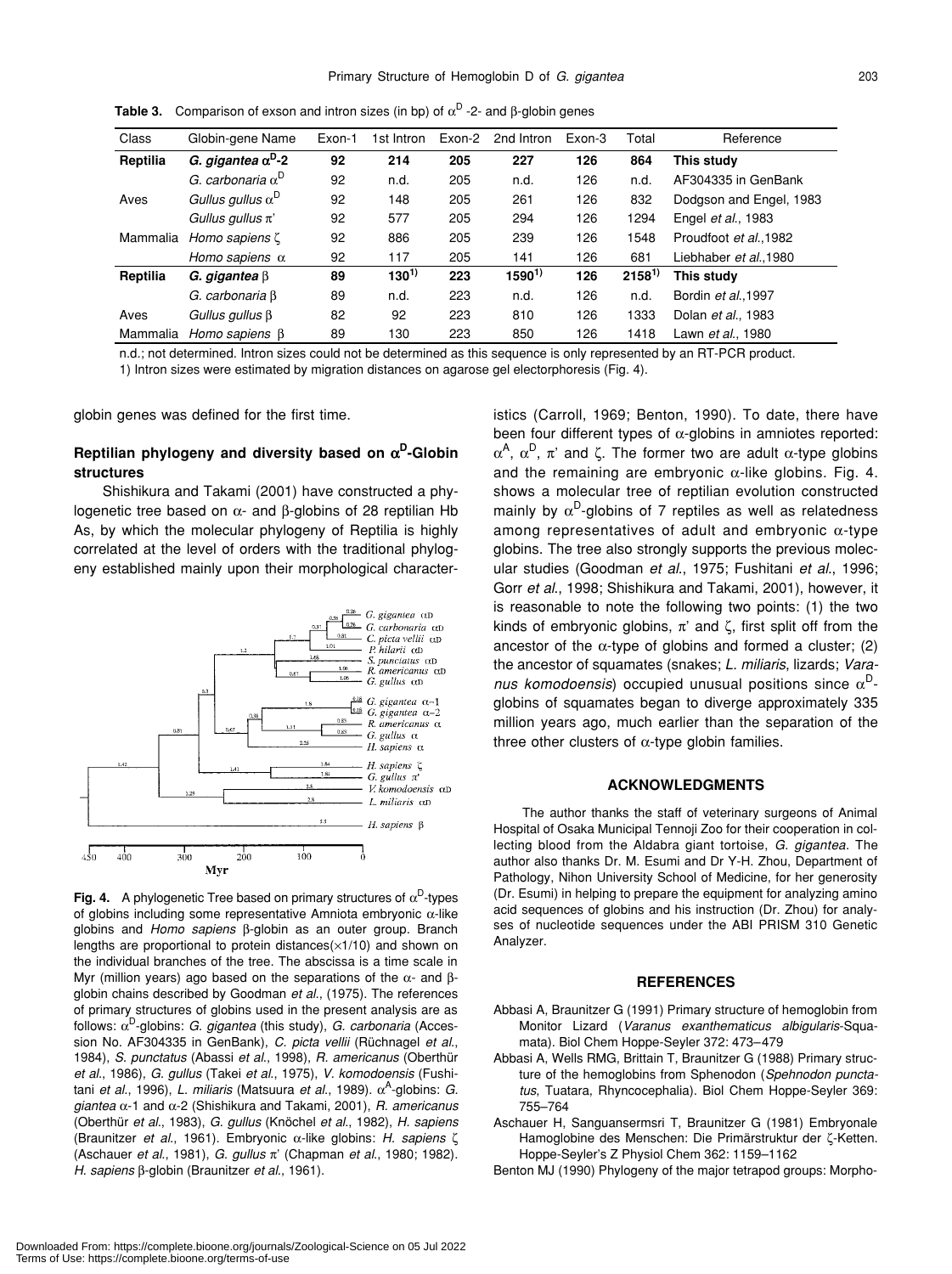**Table 3.** Comparison of exson and intron sizes (in bp) of $\alpha^D$ -2- and β-globin genes

| Class | Globin-gene Name | Exon-1 | 1st Intron | Exon-2 | 2nd Intron | Exon-3 | Total | Reference |
|---|---|---|---|---|---|---|---|---|
| **Reptilia** | ***G. gigantea* $\alpha^D$-2** | **92** | **214** | **205** | **227** | **126** | **864** | **This study** |
| | *G. carbonaria* $\alpha^D$ | 92 | n.d. | 205 | n.d. | 126 | n.d. | AF304335 in GenBank |
| Aves | *Gullus gullus* $\alpha^D$ | 92 | 148 | 205 | 261 | 126 | 832 | Dodgson and Engel, 1983 |
| | *Gullus gullus* π' | 92 | 577 | 205 | 294 | 126 | 1294 | Engel *et al.*, 1983 |
| Mammalia | *Homo sapiens* ζ | 92 | 886 | 205 | 239 | 126 | 1548 | Proudfoot *et al.*,1982 |
| | *Homo sapiens* α | 92 | 117 | 205 | 141 | 126 | 681 | Liebhaber *et al.*,1980 |
| **Reptilia** | ***G. gigantea* β** | **89** | **130[1)]** | **223** | **1590[1)]** | **126** | **2158[1)]** | **This study** |
| | *G. carbonaria* β | 89 | n.d. | 223 | n.d. | 126 | n.d. | Bordin *et al.*,1997 |
| Aves | *Gullus gullus* β | 82 | 92 | 223 | 810 | 126 | 1333 | Dolan *et al.*, 1983 |
| Mammalia | *Homo sapiens* β | 89 | 130 | 223 | 850 | 126 | 1418 | Lawn *et al.*, 1980 |

n.d.; not determined. Intron sizes could not be determined as this sequence is only represented by an RT-PCR product.
1) Intron sizes were estimated by migration distances on agarose gel electorphoresis (Fig. 4).

globin genes was defined for the first time.

### Reptilian phylogeny and diversity based on $\alpha^D$-Globin structures

Shishikura and Takami (2001) have constructed a phylogenetic tree based on α- and β-globins of 28 reptilian Hb As, by which the molecular phylogeny of Reptilia is highly correlated at the level of orders with the traditional phylogeny established mainly upon their morphological characteristics (Carroll, 1969; Benton, 1990). To date, there have been four different types of α-globins in amniotes reported: $\alpha^A$, $\alpha^D$, π' and ζ. The former two are adult α-type globins and the remaining are embryonic α-like globins. Fig. 4. shows a molecular tree of reptilian evolution constructed mainly by $\alpha^D$-globins of 7 reptiles as well as relatedness among representatives of adult and embryonic α-type globins. The tree also strongly supports the previous molecular studies (Goodman *et al.*, 1975; Fushitani *et al.*, 1996; Gorr *et al.*, 1998; Shishikura and Takami, 2001), however, it is reasonable to note the following two points: (1) the two kinds of embryonic globins, π' and ζ, first split off from the ancestor of the α-type of globins and formed a cluster; (2) the ancestor of squamates (snakes; *L. miliaris*, lizards; *Varanus komodoensis*) occupied unusual positions since $\alpha^D$-globins of squamates began to diverge approximately 335 million years ago, much earlier than the separation of the three other clusters of α-type globin families.

**Fig. 4.** A phylogenetic Tree based on primary structures of $\alpha^D$-types of globins including some representative Amniota embryonic α-like globins and *Homo sapiens* β-globin as an outer group. Branch lengths are proportional to protein distances(×1/10) and shown on the individual branches of the tree. The abscissa is a time scale in Myr (million years) ago based on the separations of the α- and β-globin chains described by Goodman *et al.*, (1975). The references of primary structures of globins used in the present analysis are as follows: $\alpha^D$-globins: *G. gigantea* (this study), *G. carbonaria* (Accession No. AF304335 in GenBank), *C. picta vellii* (Rüchnagel *et al.*, 1984), *S. punctatus* (Abassi *et al.*, 1998), *R. americanus* (Oberthür *et al.*, 1986), *G. gullus* (Takei *et al.*, 1975), *V. komodoensis* (Fushitani *et al.*, 1996), *L. miliaris* (Matsuura *et al.*, 1989). $\alpha^A$-globins: *G. gigantea* α-1 and α-2 (Shishikura and Takami, 2001), *R. americanus* (Oberthür *et al.*, 1983), *G. gullus* (Knöchel *et al.*, 1982), *H. sapiens* (Braunitzer *et al.*, 1961). Embryonic α-like globins: *H. sapiens* ζ (Aschauer *et al.*, 1981), *G. gullus* π' (Chapman *et al.*, 1980; 1982). *H. sapiens* β-globin (Braunitzer *et al.*, 1961).

## ACKNOWLEDGMENTS

The author thanks the staff of veterinary surgeons of Animal Hospital of Osaka Municipal Tennoji Zoo for their cooperation in collecting blood from the Aldabra giant tortoise, *G. gigantea*. The author also thanks Dr. M. Esumi and Dr Y-H. Zhou, Department of Pathology, Nihon University School of Medicine, for his generosity (Dr. Esumi) in helping to prepare the equipment for analyzing amino acid sequences of globins and his instruction (Dr. Zhou) for analyses of nucleotide sequences under the ABI PRISM 310 Genetic Analyzer.

## REFERENCES

Abbasi A, Braunitzer G (1991) Primary structure of hemoglobin from Monitor Lizard (*Varanus exanthematicus albigularis*-Squamata). Biol Chem Hoppe-Seyler 372: 473–479

Abbasi A, Wells RMG, Brittain T, Braunitzer G (1988) Primary structure of the hemoglobins from Sphenodon (*Sphenodon punctatus*, Tuatara, Rhyncocephalia). Biol Chem Hoppe-Seyler 369: 755–764

Aschauer H, Sanguansermsri T, Braunitzer G (1981) Embryonale Hamoglobine des Menschen: Die Primärstruktur der ζ-Ketten. Hoppe-Seyler's Z Physiol Chem 362: 1159–1162

Benton MJ (1990) Phylogeny of the major tetrapod groups: Morpho-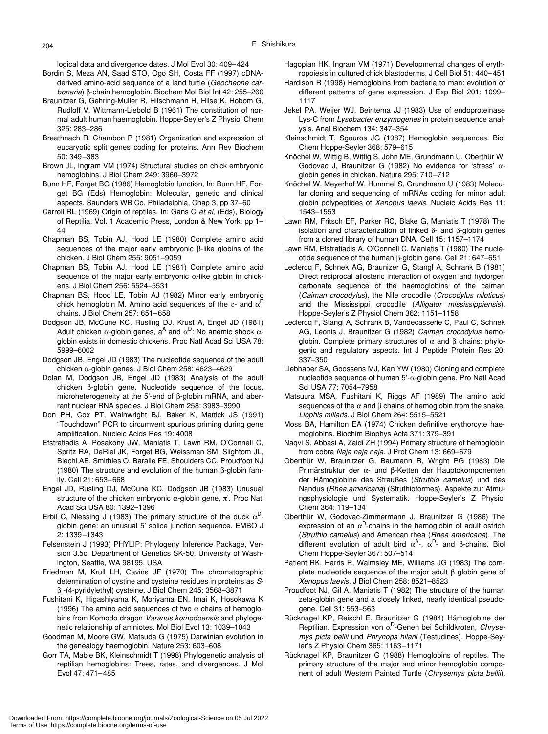logical data and divergence dates. J Mol Evol 30: 409–424

Bordin S, Meza AN, Saad STO, Ogo SH, Costa FF (1997) cDNA-derived amino-acid sequence of a land turtle (*Geocheone carbonaria*) β-chain hemoglobin. Biochem Mol Biol Int 42: 255–260

Braunitzer G, Gehring-Muller R, Hilschmann H, Hilse K, Hobom G, Rudloff V, Wittmann-Liebold B (1961) The constitution of normal adult human haemoglobin. Hoppe-Seyler's Z Physiol Chem 325: 283–286

Breathnach R, Chambon P (1981) Organization and expression of eucaryotic split genes coding for proteins. Ann Rev Biochem 50: 349–383

Brown JL, Ingram VM (1974) Structural studies on chick embryonic hemoglobins. J Biol Chem 249: 3960–3972

Bunn HF, Forget BG (1986) Hemoglobin function, In: Bunn HF, Forget BG (Eds) Hemoglobin: Molecular, genetic and clinical aspects. Saunders WB Co, Philadelphia, Chap 3, pp 37–60

Carroll RL (1969) Origin of reptiles, In: Gans C *et al*, (Eds), Biology of Reptilia, Vol. 1 Academic Press, London & New York, pp 1–44

Chapman BS, Tobin AJ, Hood LE (1980) Complete amino acid sequences of the major early embryonic β-like globins of the chicken. J Biol Chem 255: 9051–9059

Chapman BS, Tobin AJ, Hood LE (1981) Complete amino acid sequence of the major early embryonic α-like globin in chickens. J Biol Chem 256: 5524–5531

Chapman BS, Hood LE, Tobin AJ (1982) Minor early embryonic chick hemoglobin M. Amino acid sequences of the ε- and $\alpha^D$ chains. J Biol Chem 257: 651–658

Dodgson JB, McCune KC, Rusling DJ, Krust A, Engel JD (1981) Adult chicken α-globin genes, $a^A$ and $\alpha^D$: No anemic shock α-globin exists in domestic chickens. Proc Natl Acad Sci USA 78: 5999–6002

Dodgson JB, Engel JD (1983) The nucleotide sequence of the adult chicken α-globin genes. J Biol Chem 258: 4623–4629

Dolan M, Dodgson JB, Engel JD (1983) Analysis of the adult chicken β-globin gene. Nucleotide sequence of the locus, microheterogeneity at the 5'-end of β-globin mRNA, and aberrant nuclear RNA species. J Biol Chem 258: 3983–3990

Don PH, Cox PT, Wainwright BJ, Baker K, Mattick JS (1991) "Touchdown" PCR to circumvent spurious priming during gene amplification. Nucleic Acids Res 19: 4008

Efstratiadis A, Posakony JW, Maniatis T, Lawn RM, O'Connell C, Spritz RA, DeRiel JK, Forget BG, Weissman SM, Slightom JL, Blechl AE, Smithies O, Baralle FE, Shoulders CC, Proudfoot NJ (1980) The structure and evolution of the human β-globin family. Cell 21: 653–668

Engel JD, Rusling DJ, McCune KC, Dodgson JB (1983) Unusual structure of the chicken embryonic α-globin gene, π'. Proc Natl Acad Sci USA 80: 1392–1396

Erbil C, Niessing J (1983) The primary structure of the duck $\alpha^D$-globin gene: an unusual 5' splice junction sequence. EMBO J 2: 1339–1343

Felsenstein J (1993) PHYLIP: Phylogeny Inference Package, Version 3.5c. Department of Genetics SK-50, University of Washington, Seattle, WA 98195, USA

Friedman M, Krull LH, Cavins JF (1970) The chromatographic determination of cystine and cysteine residues in proteins as *S*-β -(4-pyridylethyl) cysteine. J Biol Chem 245: 3568–3871

Fushitani K, Higashiyama K, Moriyama EN, Imai K, Hosokawa K (1996) The amino acid sequences of two α chains of hemoglobins from Komodo dragon *Varanus komodoensis* and phylogenetic relationship of amniotes. Mol Biol Evol 13: 1039–1043

Goodman M, Moore GW, Matsuda G (1975) Darwinian evolution in the genealogy haemoglobin. Nature 253: 603–608

Gorr TA, Mable BK, Kleinschmidt T (1998) Phylogenetic analysis of reptilian hemoglobins: Trees, rates, and divergences. J Mol Evol 47: 471–485

Hagopian HK, Ingram VM (1971) Developmental changes of erythropoiesis in cultured chick blastoderms. J Cell Biol 51: 440–451

Hardison R (1998) Hemoglobins from bacteria to man: evolution of different patterns of gene expression. J Exp Biol 201: 1099–1117

Jekel PA, Weijer WJ, Beintema JJ (1983) Use of endoproteinase Lys-C from *Lysobacter enzymogenes* in protein sequence analysis. Anal Biochem 134: 347–354

Kleinschmidt T, Sgouros JG (1987) Hemoglobin sequences. Biol Chem Hoppe-Seyler 368: 579–615

Knöchel W, Wittig B, Wittig S, John ME, Grundmann U, Oberthür W, Godovac J, Braunitzer G (1982) No evidence for 'stress' α-globin genes in chicken. Nature 295: 710–712

Knöchel W, Meyerhof W, Hummel S, Grundmann U (1983) Molecular cloning and sequencing of mRNAs coding for minor adult globin polypeptides of *Xenopus laevis*. Nucleic Acids Res 11: 1543–1553

Lawn RM, Fritsch EF, Parker RC, Blake G, Maniatis T (1978) The isolation and characterization of linked δ- and β-globin genes from a cloned library of human DNA. Cell 15: 1157–1174

Lawn RM, Efstratiadis A, O'Connell C, Maniatis T (1980) The nucleotide sequence of the human β-globin gene. Cell 21: 647–651

Leclercq F, Schnek AG, Braunizer G, Stangl A, Schrank B (1981) Direct reciprocal allosteric interaction of oxygen and hydorgen carbonate sequence of the haemoglobins of the caiman (*Caiman crocodylus*), the Nile crocodile (*Crocodylus niloticus*) and the Mississippi crocodile (*Alligator mississippiensis*). Hoppe-Seyler's Z Physiol Chem 362: 1151–1158

Leclercq F, Stangl A, Schrank B, Vandecasserie C, Paul C, Schnek AG, Leonis J, Braunitzer G (1982) *Caiman crocodylus* hemoglobin. Complete primary structures of α and β chains; phylogenic and regulatory aspects. Int J Peptide Protein Res 20: 337–350

Liebhaber SA, Goossens MJ, Kan YW (1980) Cloning and complete nucleotide sequence of human 5'-α-globin gene. Pro Natl Acad Sci USA 77: 7054–7958

Matsuura MSA, Fushitani K, Riggs AF (1989) The amino acid sequences of the α and β chains of hemoglobin from the snake, *Liophis miliaris*. J Biol Chem 264: 5515–5521

Moss BA, Hamilton EA (1974) Chicken definitive erythorcyte haemoglobins. Biochim Biophys Acta 371: 379–391

Naqvi S, Abbasi A, Zaidi ZH (1994) Primary structure of hemoglobin from cobra *Naja naja naja*. J Prot Chem 13: 669–679

Oberthür W, Braunitzer G, Baumann R, Wright PG (1983) Die Primärstruktur der α- und β-Ketten der Hauptokomponenten der Hämoglobine des Straußes (*Struthio camelus*) und des Nandus (*Rhea americana*) (Struthioformes). Aspekte zur Atmungsphysiologie und Systematik. Hoppe-Seyler's Z Physiol Chem 364: 119–134

Oberthür W, Godovac-Zimmermann J, Braunitzer G (1986) The expression of an $\alpha^D$-chains in the hemoglobin of adult ostrich (*Struthio camelus*) and American rhea (*Rhea americana*). The different evolution of adult bird $\alpha^A$-, $\alpha^D$- and β-chains. Biol Chem Hoppe-Seyler 367: 507–514

Patient RK, Harris R, Walmsley ME, Williams JG (1983) The complete nucleotide sequence of the major adult β globin gene of *Xenopus laevis*. J Biol Chem 258: 8521–8523

Proudfoot NJ, Gil A, Maniatis T (1982) The structure of the human zeta-globin gene and a closely linked, nearly identical pseudogene. Cell 31: 553–563

Rücknagel KP, Reischl E, Braunitzer G (1984) Hämoglobine der Reptilian. Expression von $\alpha^D$-Genen bei Schildkroten, *Chrysemys picta bellii* und *Phrynops hilarii* (Testudines). Hoppe-Seyler's Z Physiol Chem 365: 1163–1171

Rücknagel KP, Braunitzer G (1988) Hemoglobins of reptiles. The primary structure of the major and minor hemoglobin component of adult Western Painted Turtle (*Chrysemys picta bellii*).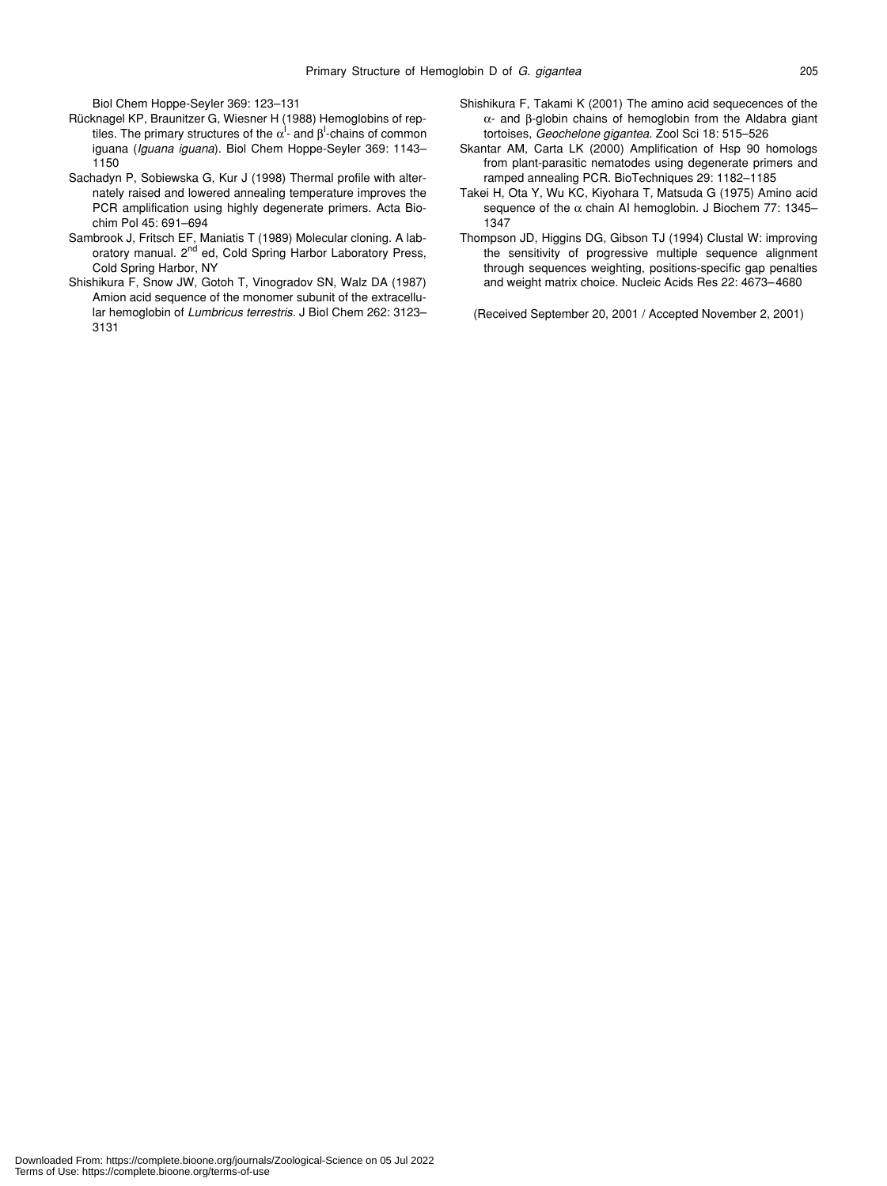Biol Chem Hoppe-Seyler 369: 123–131

Rücknagel KP, Braunitzer G, Wiesner H (1988) Hemoglobins of reptiles. The primary structures of the $\alpha^{I}$- and $\beta^{I}$-chains of common iguana (*Iguana iguana*). Biol Chem Hoppe-Seyler 369: 1143–1150

Sachadyn P, Sobiewska G, Kur J (1998) Thermal profile with alternately raised and lowered annealing temperature improves the PCR amplification using highly degenerate primers. Acta Biochim Pol 45: 691–694

Sambrook J, Fritsch EF, Maniatis T (1989) Molecular cloning. A laboratory manual. 2nd ed, Cold Spring Harbor Laboratory Press, Cold Spring Harbor, NY

Shishikura F, Snow JW, Gotoh T, Vinogradov SN, Walz DA (1987) Amion acid sequence of the monomer subunit of the extracellular hemoglobin of *Lumbricus terrestris*. J Biol Chem 262: 3123–3131

Shishikura F, Takami K (2001) The amino acid sequecences of the $\alpha$- and $\beta$-globin chains of hemoglobin from the Aldabra giant tortoises, *Geochelone gigantea*. Zool Sci 18: 515–526

Skantar AM, Carta LK (2000) Amplification of Hsp 90 homologs from plant-parasitic nematodes using degenerate primers and ramped annealing PCR. BioTechniques 29: 1182–1185

Takei H, Ota Y, Wu KC, Kiyohara T, Matsuda G (1975) Amino acid sequence of the $\alpha$ chain AI hemoglobin. J Biochem 77: 1345–1347

Thompson JD, Higgins DG, Gibson TJ (1994) Clustal W: improving the sensitivity of progressive multiple sequence alignment through sequences weighting, positions-specific gap penalties and weight matrix choice. Nucleic Acids Res 22: 4673–4680

(Received September 20, 2001 / Accepted November 2, 2001)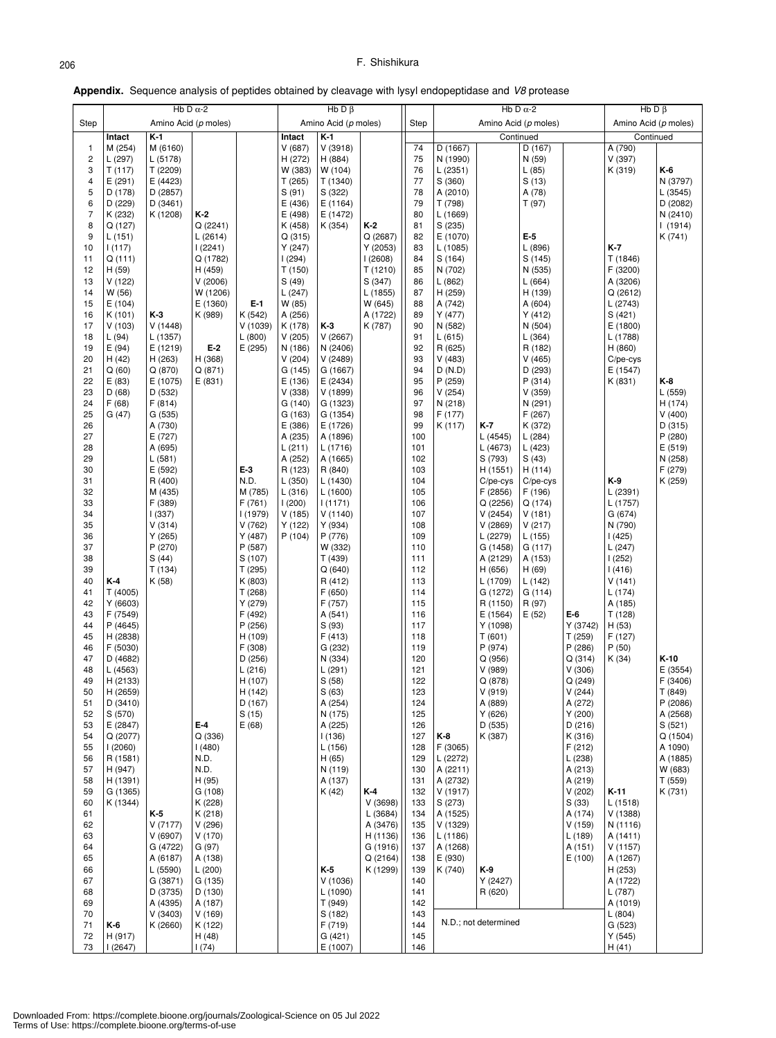**Appendix.** Sequence analysis of peptides obtained by cleavage with lysyl endopeptidase and *V8* protease

| Step | Hb D α-2 | | | | Hb D β | | | Step | Hb D α-2 | | | | Hb D β | |
|---|---|---|---|---|---|---|---|---|---|---|---|---|---|---|
| | Amino Acid (*p* moles) | | | | Amino Acid (*p* moles) | | | | Amino Acid (*p* moles) | | | | Amino Acid (*p* moles) | |
| | **Intact** | **K-1** | | | **Intact** | **K-1** | | | Continued | | | | Continued | |
| 1 | M (254) | M (6160) | | | V (687) | V (3918) | | 74 | D (1667) | | D (167) | | A (790) | |
| 2 | L (297) | L (5178) | | | H (272) | H (884) | | 75 | N (1990) | | N (59) | | V (397) | |
| 3 | T (117) | T (2209) | | | W (383) | W (104) | | 76 | L (2351) | | L (85) | | K (319) | **K-6** |
| 4 | E (291) | E (4423) | | | T (265) | T (1340) | | 77 | S (360) | | S (13) | | | N (3797) |
| 5 | D (178) | D (2857) | | | S (91) | S (322) | | 78 | A (2010) | | A (78) | | | L (3545) |
| 6 | D (229) | D (3461) | | | E (436) | E (1164) | | 79 | T (798) | | T (97) | | | D (2082) |
| 7 | K (232) | K (1208) | **K-2** | | E (498) | E (1472) | | 80 | L (1669) | | | | | N (2410) |
| 8 | Q (127) | | Q (2241) | | K (458) | K (354) | **K-2** | 81 | S (235) | | | | | I (1914) |
| 9 | L (151) | | L (2614) | | Q (315) | | Q (2687) | 82 | E (1070) | | **E-5** | | | K (741) |
| 10 | I (117) | | I (2241) | | Y (247) | | Y (2053) | 83 | L (1085) | | L (896) | | **K-7** | |
| 11 | Q (111) | | Q (1782) | | I (294) | | I (2608) | 84 | S (164) | | S (145) | | T (1846) | |
| 12 | H (59) | | H (459) | | T (150) | | T (1210) | 85 | N (702) | | N (535) | | F (3200) | |
| 13 | V (122) | | V (2006) | | S (49) | | S (347) | 86 | L (862) | | L (664) | | A (3206) | |
| 14 | W (56) | | W (1206) | | L (247) | | L (1855) | 87 | H (259) | | H (139) | | Q (2612) | |
| 15 | E (104) | | E (1360) | **E-1** | W (85) | | W (645) | 88 | A (742) | | A (604) | | L (2743) | |
| 16 | K (101) | **K-3** | K (989) | K (542) | A (256) | | A (1722) | 89 | Y (477) | | Y (412) | | S (421) | |
| 17 | V (103) | V (1448) | | V (1039) | K (178) | **K-3** | K (787) | 90 | N (582) | | N (504) | | E (1800) | |
| 18 | L (94) | L (1357) | | L (800) | V (205) | V (2667) | | 91 | L (615) | | L (364) | | L (1788) | |
| 19 | E (94) | E (1219) | **E-2** | E (295) | N (186) | N (2406) | | 92 | R (625) | | R (182) | | H (860) | |
| 20 | H (42) | H (263) | H (368) | | V (204) | V (2489) | | 93 | V (483) | | V (465) | | C/pe-cys | |
| 21 | Q (60) | Q (870) | Q (871) | | G (145) | G (1667) | | 94 | D (N.D) | | D (293) | | E (1547) | |
| 22 | E (83) | E (1075) | E (831) | | E (136) | E (2434) | | 95 | P (259) | | P (314) | | K (831) | **K-8** |
| 23 | D (68) | D (532) | | | V (338) | V (1899) | | 96 | V (254) | | V (359) | | | L (559) |
| 24 | F (68) | F (814) | | | G (140) | G (1323) | | 97 | N (218) | | N (291) | | | H (174) |
| 25 | G (47) | G (535) | | | G (163) | G (1354) | | 98 | F (177) | | F (267) | | | V (400) |
| 26 | | A (730) | | | E (386) | E (1726) | | 99 | K (117) | **K-7** | K (372) | | | D (315) |
| 27 | | E (727) | | | A (235) | A (1896) | | 100 | | L (4545) | L (284) | | | P (280) |
| 28 | | A (695) | | | L (211) | L (1716) | | 101 | | L (4673) | L (423) | | | E (519) |
| 29 | | L (581) | | | A (252) | A (1665) | | 102 | | S (793) | S (43) | | | N (258) |
| 30 | | E (592) | | **E-3** | R (123) | R (840) | | 103 | | H (1551) | H (114) | | | F (279) |
| 31 | | R (400) | | N.D. | L (350) | L (1430) | | 104 | | C/pe-cys | C/pe-cys | | **K-9** | K (259) |
| 32 | | M (435) | | M (785) | L (316) | L (1600) | | 105 | | F (2856) | F (196) | | L (2391) | |
| 33 | | F (389) | | F (761) | I (200) | I (1171) | | 106 | | Q (2256) | Q (174) | | L (1757) | |
| 34 | | I (337) | | I (1979) | V (185) | V (1140) | | 107 | | V (2454) | V (181) | | G (674) | |
| 35 | | V (314) | | V (762) | Y (122) | Y (934) | | 108 | | V (2869) | V (217) | | N (790) | |
| 36 | | Y (265) | | Y (487) | P (104) | P (776) | | 109 | | L (2279) | L (155) | | I (425) | |
| 37 | | P (270) | | P (587) | | W (332) | | 110 | | G (1458) | G (117) | | L (247) | |
| 38 | | S (44) | | S (107) | | T (439) | | 111 | | A (2129) | A (153) | | I (252) | |
| 39 | | T (134) | | T (295) | | Q (640) | | 112 | | H (656) | H (69) | | I (416) | |
| 40 | **K-4** | K (58) | | K (803) | | R (412) | | 113 | | L (1709) | L (142) | | V (141) | |
| 41 | T (4005) | | | T (268) | | F (650) | | 114 | | G (1272) | G (114) | | L (174) | |
| 42 | Y (6603) | | | Y (279) | | F (757) | | 115 | | R (1150) | R (97) | | A (185) | |
| 43 | F (7549) | | | F (492) | | A (541) | | 116 | | E (1564) | E (52) | **E-6** | T (128) | |
| 44 | P (4645) | | | P (256) | | S (93) | | 117 | | Y (1098) | | Y (3742) | H (53) | |
| 45 | H (2838) | | | H (109) | | F (413) | | 118 | | T (601) | | T (259) | F (127) | |
| 46 | F (5030) | | | F (308) | | G (232) | | 119 | | P (974) | | P (286) | P (50) | |
| 47 | D (4682) | | | D (256) | | N (334) | | 120 | | Q (956) | | Q (314) | K (34) | **K-10** |
| 48 | L (4563) | | | L (216) | | L (291) | | 121 | | V (989) | | V (306) | | E (3554) |
| 49 | H (2133) | | | H (107) | | S (58) | | 122 | | Q (878) | | Q (249) | | F (3406) |
| 50 | H (2659) | | | H (142) | | S (63) | | 123 | | V (919) | | V (244) | | T (849) |
| 51 | D (3410) | | | D (167) | | A (254) | | 124 | | A (889) | | A (272) | | P (2086) |
| 52 | S (570) | | | S (15) | | N (175) | | 125 | | Y (626) | | Y (200) | | A (2568) |
| 53 | E (2847) | | **E-4** | E (68) | | A (225) | | 126 | | D (535) | | D (216) | | S (521) |
| 54 | Q (2077) | | Q (336) | | | I (136) | | 127 | **K-8** | K (387) | | K (316) | | Q (1504) |
| 55 | I (2060) | | I (480) | | | L (156) | | 128 | F (3065) | | | F (212) | | A 1090) |
| 56 | R (1581) | | N.D. | | | H (65) | | 129 | L (2272) | | | L (238) | | A (1885) |
| 57 | H (947) | | N.D. | | | N (119) | | 130 | A (2211) | | | A (213) | | W (683) |
| 58 | H (1391) | | H (95) | | | A (137) | | 131 | A (2732) | | | A (219) | | T (559) |
| 59 | G (1365) | | G (108) | | | K (42) | **K-4** | 132 | V (1917) | | | V (202) | **K-11** | K (731) |
| 60 | K (1344) | | K (228) | | | | V (3698) | 133 | S (273) | | | S (33) | L (1518) | |
| 61 | | **K-5** | K (218) | | | | L (3684) | 134 | A (1525) | | | A (174) | V (1388) | |
| 62 | | V (7177) | V (296) | | | | A (3476) | 135 | V (1329) | | | V (159) | N (1116) | |
| 63 | | V (6907) | V (170) | | | | H (1136) | 136 | L (1186) | | | L (189) | A (1411) | |
| 64 | | G (4722) | G (97) | | | | G (1916) | 137 | A (1268) | | | A (151) | V (1157) | |
| 65 | | A (6187) | A (138) | | | | Q (2164) | 138 | E (930) | | | E (100) | A (1267) | |
| 66 | | L (5590) | L (200) | | | **K-5** | K (1299) | 139 | K (740) | **K-9** | | | H (253) | |
| 67 | | G (3871) | G (135) | | | V (1036) | | 140 | | Y (2427) | | | A (1722) | |
| 68 | | D (3735) | D (130) | | | L (1090) | | 141 | | R (620) | | | L (787) | |
| 69 | | A (4395) | A (187) | | | T (949) | | 142 | | | | | A (1019) | |
| 70 | | V (3403) | V (169) | | | S (182) | | 143 | N.D.; not determined | | | | L (804) | |
| 71 | **K-6** | K (2660) | K (122) | | | F (719) | | 144 | | | | | G (523) | |
| 72 | H (917) | | H (48) | | | G (421) | | 145 | | | | | Y (545) | |
| 73 | I (2647) | | I (74) | | | E (1007) | | 146 | | | | | H (41) | |